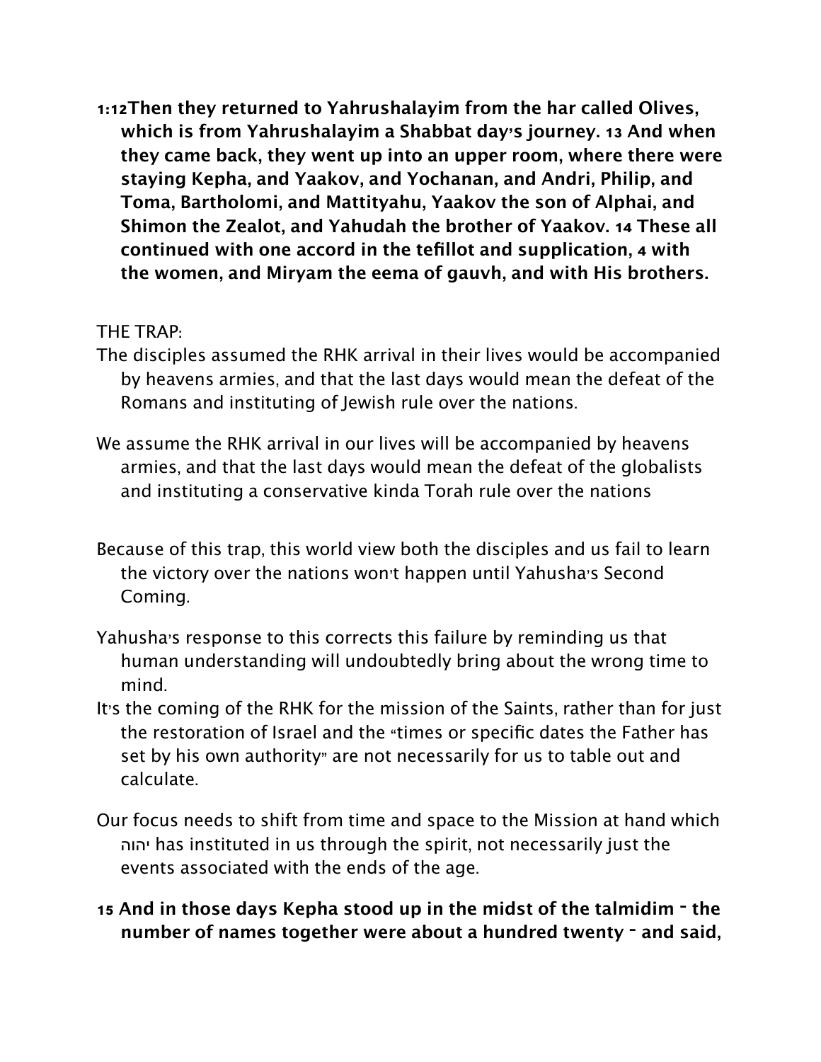**1:12Then they returned to Yahrushalayim from the har called Olives, which is from Yahrushalayim a Shabbat day's journey. 13 And when they came back, they went up into an upper room, where there were staying Kepha, and Yaakov, and Yochanan, and Andri, Philip, and Toma, Bartholomi, and Mattityahu, Yaakov the son of Alphai, and Shimon the Zealot, and Yahudah the brother of Yaakov. 14 These all continued with one accord in the tefillot and supplication, 4 with the women, and Miryam the eema of gauvh, and with His brothers.**

THE TRAP:

The disciples assumed the RHK arrival in their lives would be accompanied by heavens armies, and that the last days would mean the defeat of the Romans and instituting of Jewish rule over the nations.

We assume the RHK arrival in our lives will be accompanied by heavens armies, and that the last days would mean the defeat of the globalists and instituting a conservative kinda Torah rule over the nations

Because of this trap, this world view both the disciples and us fail to learn the victory over the nations won't happen until Yahusha's Second Coming.

Yahusha's response to this corrects this failure by reminding us that human understanding will undoubtedly bring about the wrong time to mind.

It's the coming of the RHK for the mission of the Saints, rather than for just the restoration of Israel and the "times or specific dates the Father has set by his own authority" are not necessarily for us to table out and calculate.

Our focus needs to shift from time and space to the Mission at hand which יהוה has instituted in us through the spirit, not necessarily just the events associated with the ends of the age.

**15 And in those days Kepha stood up in the midst of the talmidim - the number of names together were about a hundred twenty - and said,**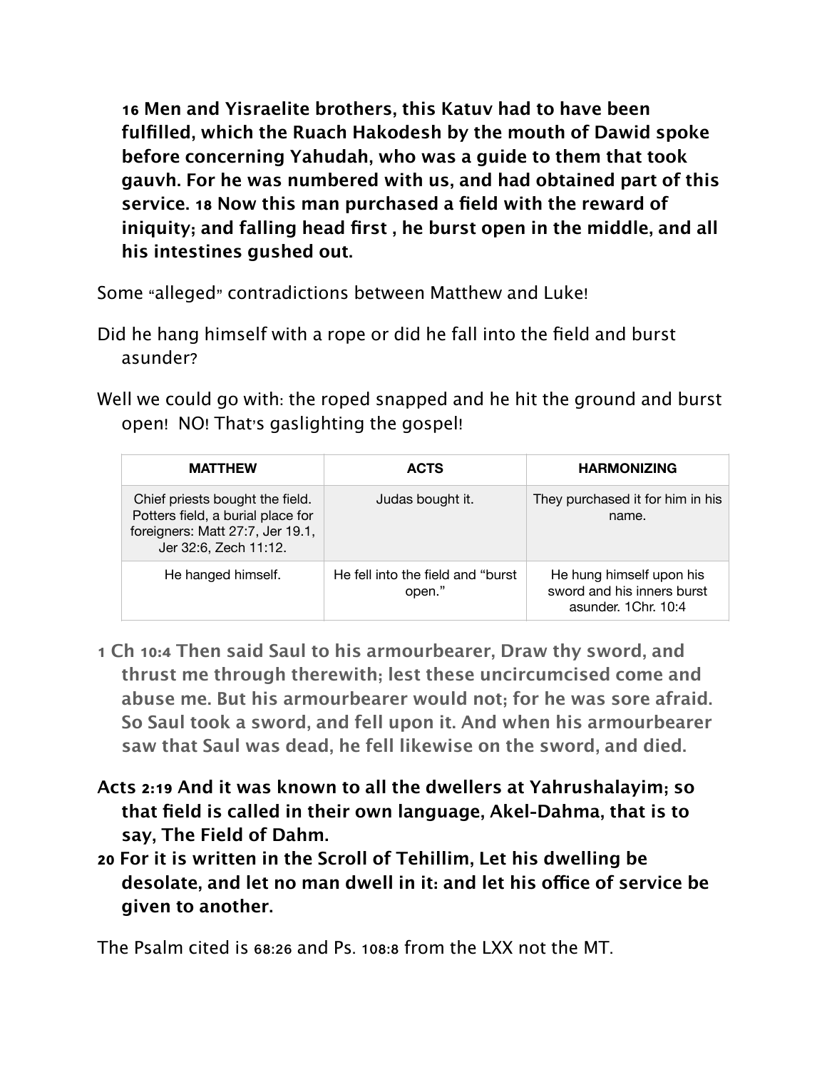**16 Men and Yisraelite brothers, this Katuv had to have been fulfilled, which the Ruach Hakodesh by the mouth of Dawid spoke before concerning Yahudah, who was a guide to them that took gauvh. For he was numbered with us, and had obtained part of this service. 18 Now this man purchased a field with the reward of iniquity; and falling head first , he burst open in the middle, and all his intestines gushed out.**

Some "alleged" contradictions between Matthew and Luke!

Did he hang himself with a rope or did he fall into the field and burst asunder?

Well we could go with: the roped snapped and he hit the ground and burst open! NO! That's gaslighting the gospel!

| MATTHEW | ACTS | HARMONIZING |
|---|---|---|
| Chief priests bought the field. Potters field, a burial place for foreigners: Matt 27:7, Jer 19.1, Jer 32:6, Zech 11:12. | Judas bought it. | They purchased it for him in his name. |
| He hanged himself. | He fell into the field and "burst open." | He hung himself upon his sword and his inners burst asunder. 1Chr. 10:4 |

**1 Ch 10:4 Then said Saul to his armourbearer, Draw thy sword, and thrust me through therewith; lest these uncircumcised come and abuse me. But his armourbearer would not; for he was sore afraid. So Saul took a sword, and fell upon it. And when his armourbearer saw that Saul was dead, he fell likewise on the sword, and died.**

**Acts 2:19 And it was known to all the dwellers at Yahrushalayim; so that field is called in their own language, Akel-Dahma, that is to say, The Field of Dahm.**

**20 For it is written in the Scroll of Tehillim, Let his dwelling be desolate, and let no man dwell in it: and let his office of service be given to another.**

The Psalm cited is 68:26 and Ps. 108:8 from the LXX not the MT.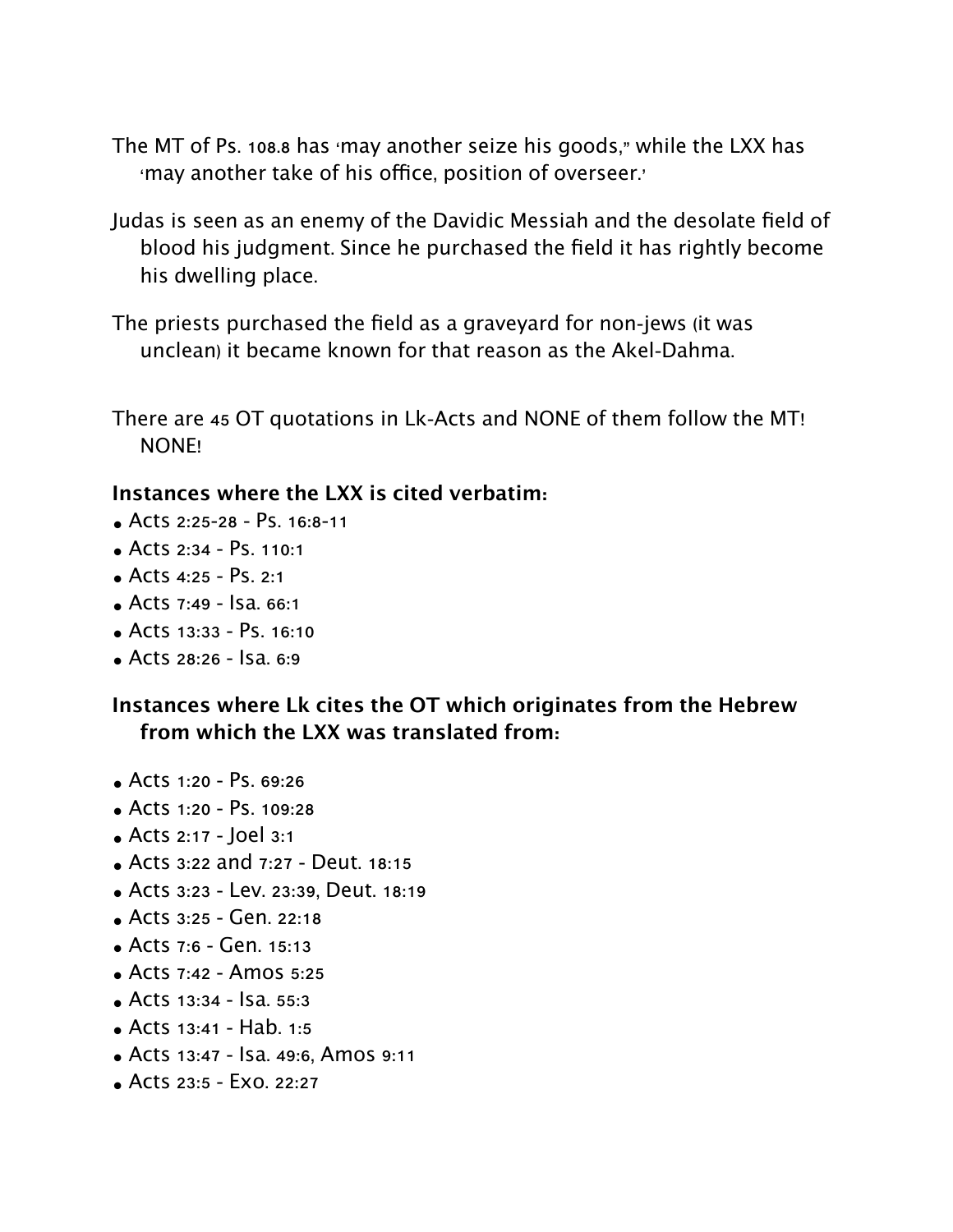The MT of Ps. 108.8 has 'may another seize his goods," while the LXX has 'may another take of his office, position of overseer.'

Judas is seen as an enemy of the Davidic Messiah and the desolate field of blood his judgment. Since he purchased the field it has rightly become his dwelling place.

The priests purchased the field as a graveyard for non-jews (it was unclean) it became known for that reason as the Akel-Dahma.

There are 45 OT quotations in Lk-Acts and NONE of them follow the MT! NONE!

**Instances where the LXX is cited verbatim:**

- Acts 2:25-28 - Ps. 16:8-11
- Acts 2:34 - Ps. 110:1
- Acts 4:25 - Ps. 2:1
- Acts 7:49 - Isa. 66:1
- Acts 13:33 - Ps. 16:10
- Acts 28:26 - Isa. 6:9

**Instances where Lk cites the OT which originates from the Hebrew from which the LXX was translated from:**

- Acts 1:20 - Ps. 69:26
- Acts 1:20 - Ps. 109:28
- Acts 2:17 - Joel 3:1
- Acts 3:22 and 7:27 - Deut. 18:15
- Acts 3:23 - Lev. 23:39, Deut. 18:19
- Acts 3:25 - Gen. 22:18
- Acts 7:6 - Gen. 15:13
- Acts 7:42 - Amos 5:25
- Acts 13:34 - Isa. 55:3
- Acts 13:41 - Hab. 1:5
- Acts 13:47 - Isa. 49:6, Amos 9:11
- Acts 23:5 - Exo. 22:27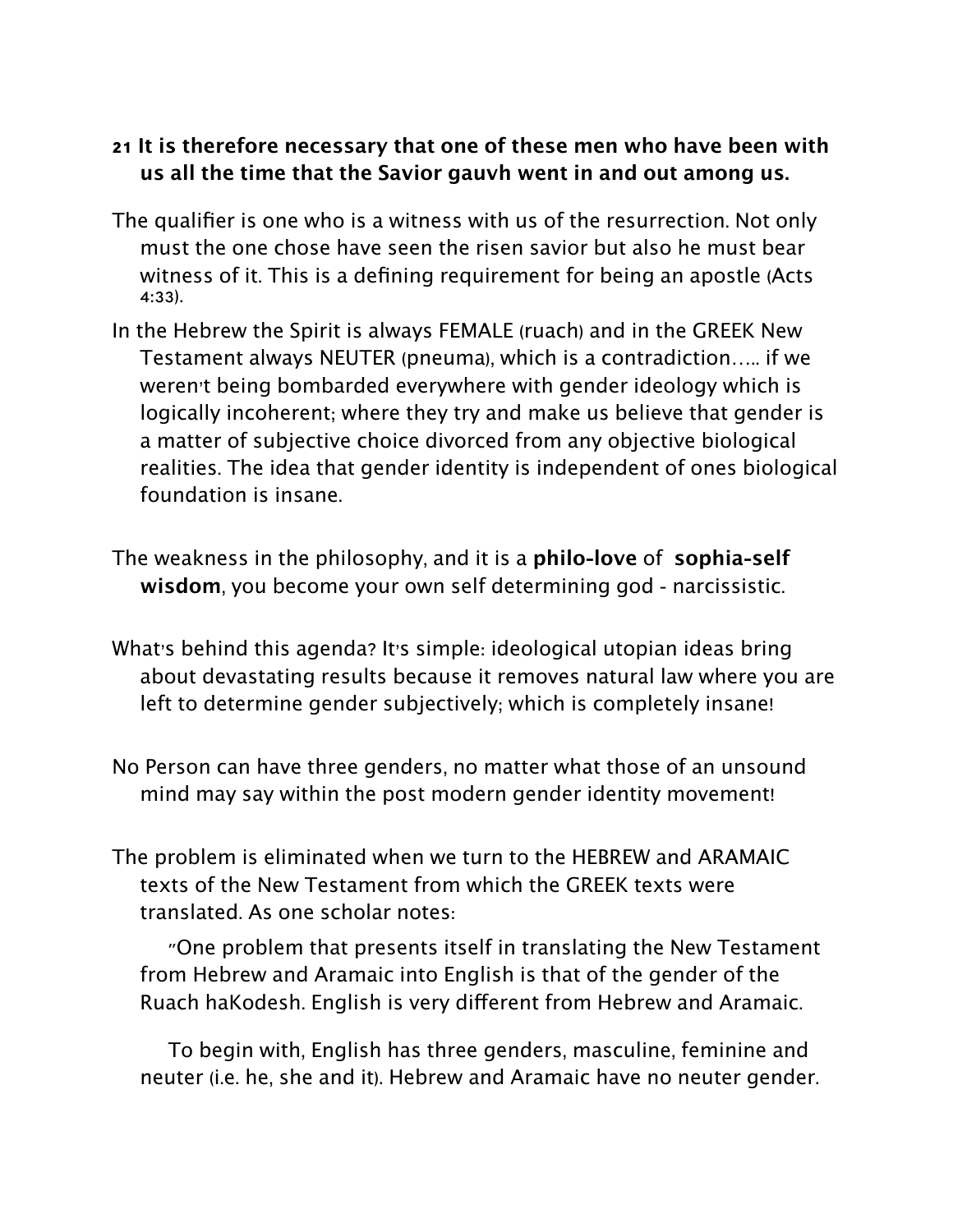**21 It is therefore necessary that one of these men who have been with us all the time that the Savior gauvh went in and out among us.**

The qualifier is one who is a witness with us of the resurrection. Not only must the one chose have seen the risen savior but also he must bear witness of it. This is a defining requirement for being an apostle (Acts 4:33).

In the Hebrew the Spirit is always FEMALE (ruach) and in the GREEK New Testament always NEUTER (pneuma), which is a contradiction….. if we weren't being bombarded everywhere with gender ideology which is logically incoherent; where they try and make us believe that gender is a matter of subjective choice divorced from any objective biological realities. The idea that gender identity is independent of ones biological foundation is insane.

The weakness in the philosophy, and it is a **philo-love** of **sophia-self wisdom**, you become your own self determining god - narcissistic.

What's behind this agenda? It's simple: ideological utopian ideas bring about devastating results because it removes natural law where you are left to determine gender subjectively; which is completely insane!

No Person can have three genders, no matter what those of an unsound mind may say within the post modern gender identity movement!

The problem is eliminated when we turn to the HEBREW and ARAMAIC texts of the New Testament from which the GREEK texts were translated. As one scholar notes:

> "One problem that presents itself in translating the New Testament from Hebrew and Aramaic into English is that of the gender of the Ruach haKodesh. English is very different from Hebrew and Aramaic.
>
> To begin with, English has three genders, masculine, feminine and neuter (i.e. he, she and it). Hebrew and Aramaic have no neuter gender.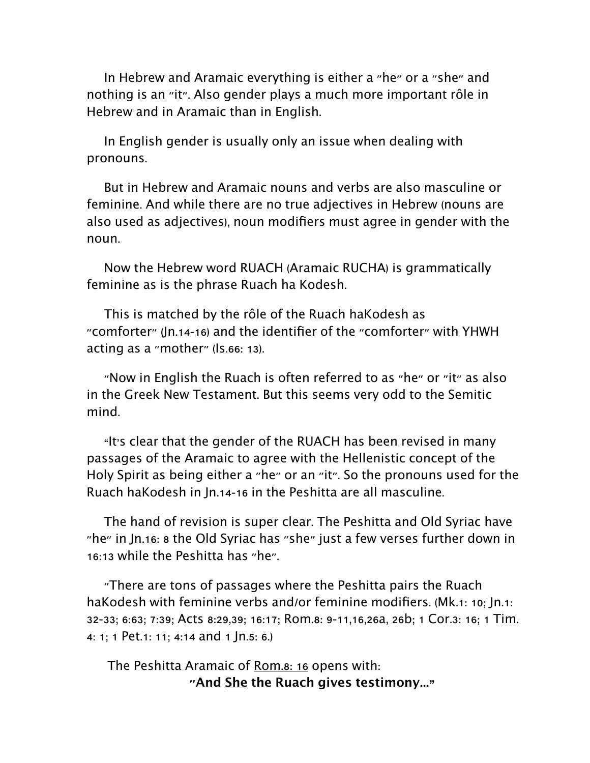In Hebrew and Aramaic everything is either a "he" or a "she" and nothing is an "it". Also gender plays a much more important rôle in Hebrew and in Aramaic than in English.

In English gender is usually only an issue when dealing with pronouns.

But in Hebrew and Aramaic nouns and verbs are also masculine or feminine. And while there are no true adjectives in Hebrew (nouns are also used as adjectives), noun modifiers must agree in gender with the noun.

Now the Hebrew word RUACH (Aramaic RUCHA) is grammatically feminine as is the phrase Ruach ha Kodesh.

This is matched by the rôle of the Ruach haKodesh as "comforter" (Jn.14-16) and the identifier of the "comforter" with YHWH acting as a "mother" (Is.66: 13).

"Now in English the Ruach is often referred to as "he" or "it" as also in the Greek New Testament. But this seems very odd to the Semitic mind.

"It's clear that the gender of the RUACH has been revised in many passages of the Aramaic to agree with the Hellenistic concept of the Holy Spirit as being either a "he" or an "it". So the pronouns used for the Ruach haKodesh in Jn.14-16 in the Peshitta are all masculine.

The hand of revision is super clear. The Peshitta and Old Syriac have "he" in Jn.16: 8 the Old Syriac has "she" just a few verses further down in 16:13 while the Peshitta has "he".

"There are tons of passages where the Peshitta pairs the Ruach haKodesh with feminine verbs and/or feminine modifiers. (Mk.1: 10; Jn.1: 32-33; 6:63; 7:39; Acts 8:29,39; 16:17; Rom.8: 9-11,16,26a, 26b; 1 Cor.3: 16; 1 Tim. 4: 1; 1 Pet.1: 11; 4:14 and 1 Jn.5: 6.)

The Peshitta Aramaic of <u>Rom.8: 16</u> opens with:

**"And <u>She</u> the Ruach gives testimony..."**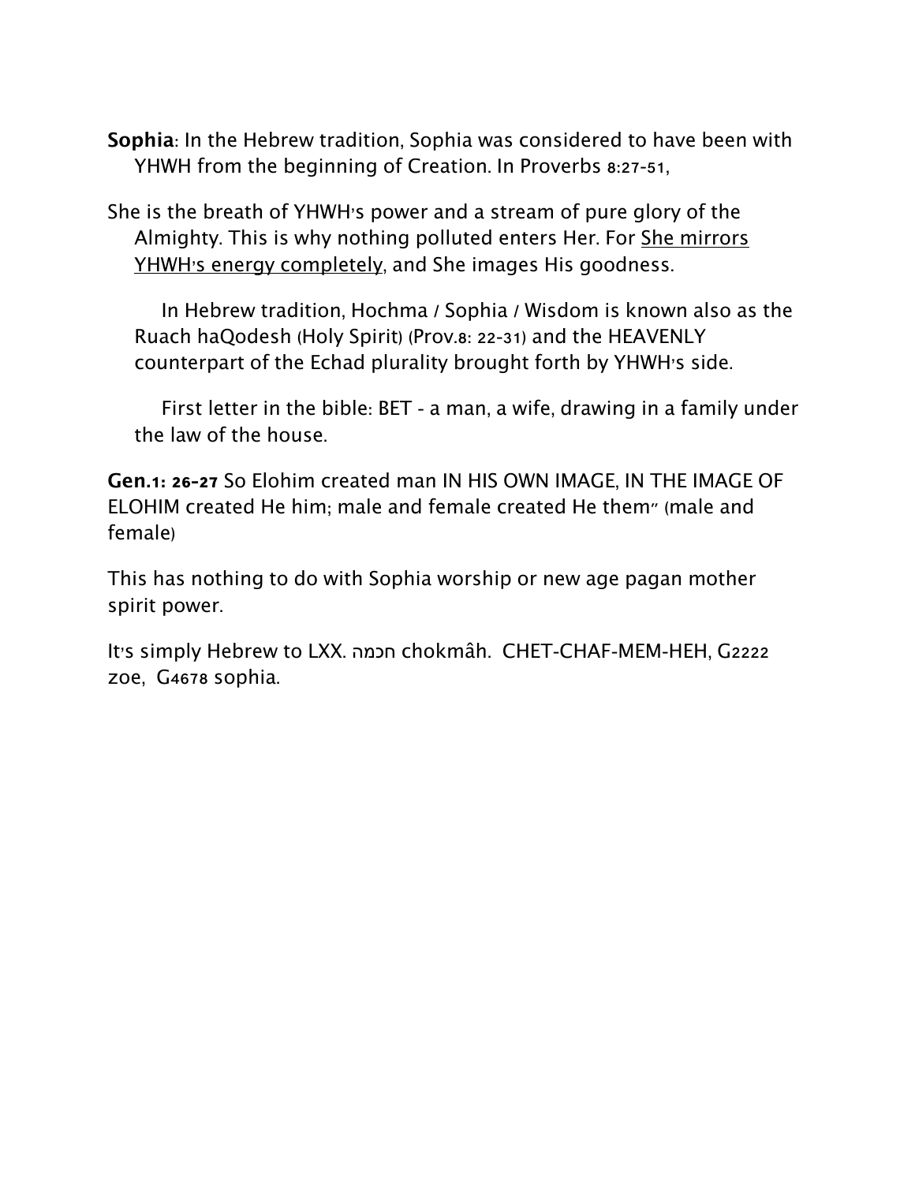**Sophia**: In the Hebrew tradition, Sophia was considered to have been with YHWH from the beginning of Creation. In Proverbs 8:27-51,

She is the breath of YHWH's power and a stream of pure glory of the Almighty. This is why nothing polluted enters Her. For <u>She mirrors YHWH's energy completely</u>, and She images His goodness.

In Hebrew tradition, Hochma / Sophia / Wisdom is known also as the Ruach haQodesh (Holy Spirit) (Prov.8: 22-31) and the HEAVENLY counterpart of the Echad plurality brought forth by YHWH's side.

First letter in the bible: BET - a man, a wife, drawing in a family under the law of the house.

**Gen.1: 26-27** So Elohim created man IN HIS OWN IMAGE, IN THE IMAGE OF ELOHIM created He him; male and female created He them" (male and female)

This has nothing to do with Sophia worship or new age pagan mother spirit power.

It's simply Hebrew to LXX. חכמה chokmâh. CHET-CHAF-MEM-HEH, G2222 zoe, G4678 sophia.